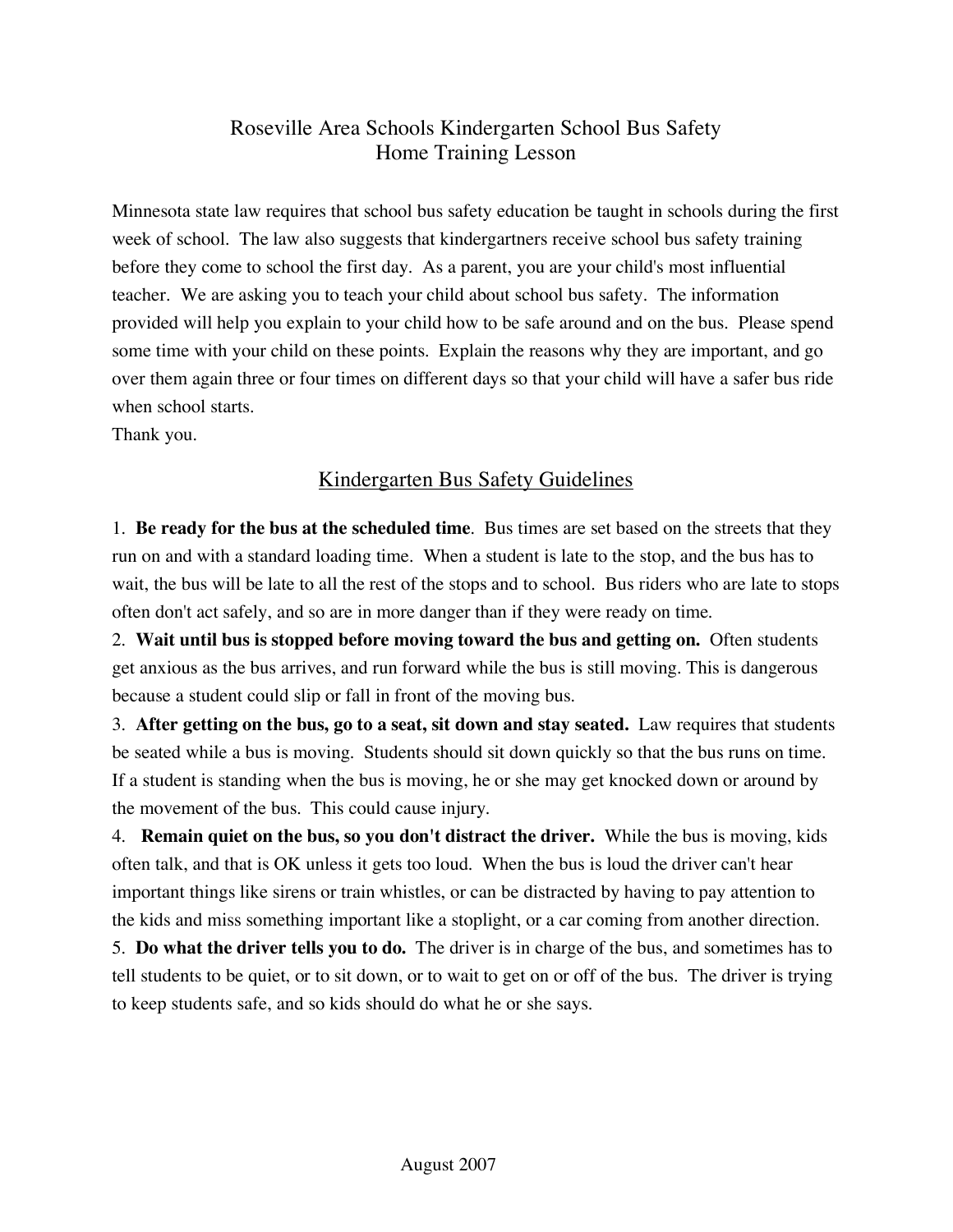# Roseville Area Schools Kindergarten School Bus Safety
# Home Training Lesson

Minnesota state law requires that school bus safety education be taught in schools during the first week of school. The law also suggests that kindergartners receive school bus safety training before they come to school the first day. As a parent, you are your child's most influential teacher. We are asking you to teach your child about school bus safety. The information provided will help you explain to your child how to be safe around and on the bus. Please spend some time with your child on these points. Explain the reasons why they are important, and go over them again three or four times on different days so that your child will have a safer bus ride when school starts.
Thank you.

## Kindergarten Bus Safety Guidelines

1. **Be ready for the bus at the scheduled time**. Bus times are set based on the streets that they run on and with a standard loading time. When a student is late to the stop, and the bus has to wait, the bus will be late to all the rest of the stops and to school. Bus riders who are late to stops often don't act safely, and so are in more danger than if they were ready on time.
2. **Wait until bus is stopped before moving toward the bus and getting on.** Often students get anxious as the bus arrives, and run forward while the bus is still moving. This is dangerous because a student could slip or fall in front of the moving bus.
3. **After getting on the bus, go to a seat, sit down and stay seated.** Law requires that students be seated while a bus is moving. Students should sit down quickly so that the bus runs on time. If a student is standing when the bus is moving, he or she may get knocked down or around by the movement of the bus. This could cause injury.
4. **Remain quiet on the bus, so you don't distract the driver.** While the bus is moving, kids often talk, and that is OK unless it gets too loud. When the bus is loud the driver can't hear important things like sirens or train whistles, or can be distracted by having to pay attention to the kids and miss something important like a stoplight, or a car coming from another direction.
5. **Do what the driver tells you to do.** The driver is in charge of the bus, and sometimes has to tell students to be quiet, or to sit down, or to wait to get on or off of the bus. The driver is trying to keep students safe, and so kids should do what he or she says.

August 2007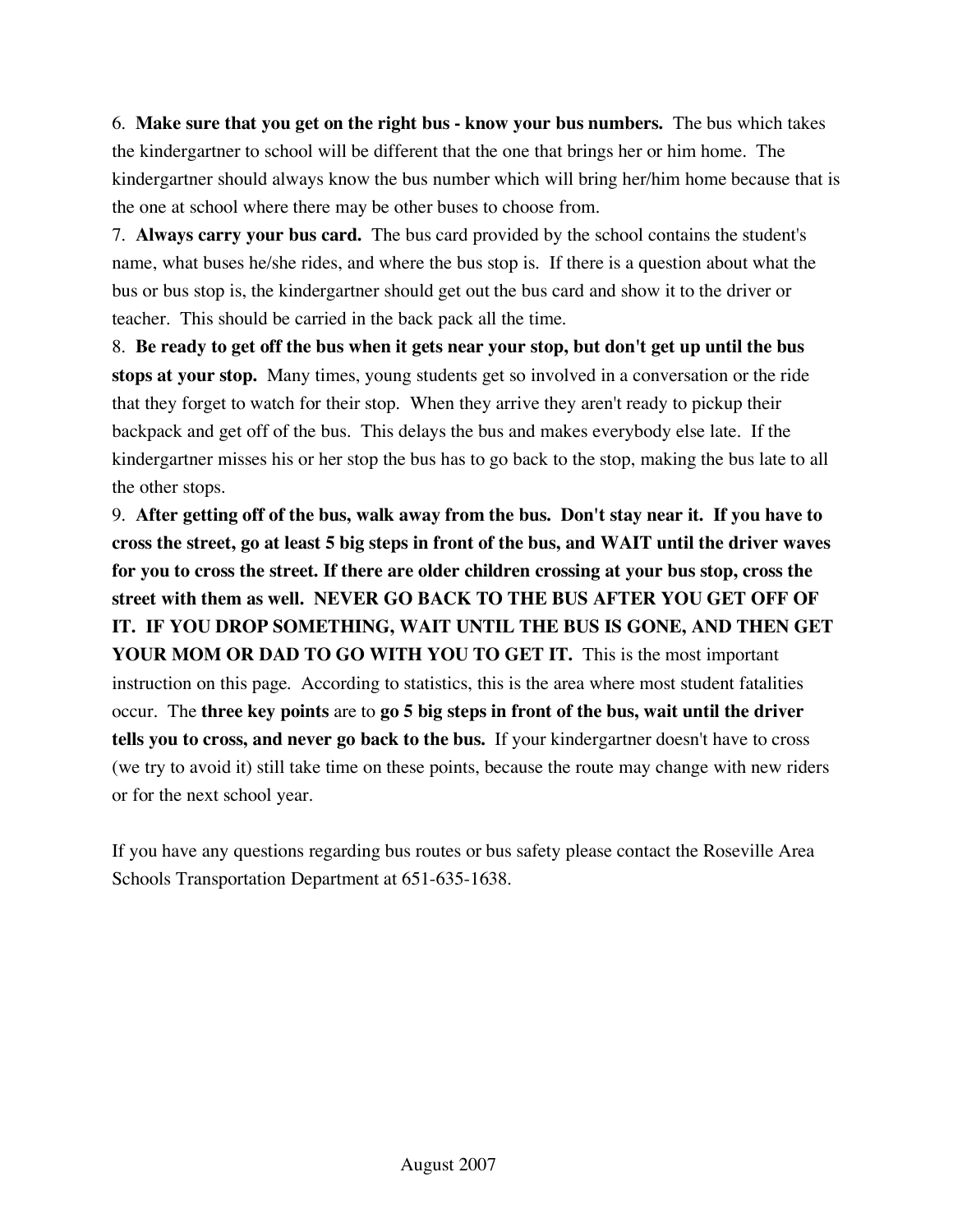6. **Make sure that you get on the right bus - know your bus numbers.** The bus which takes the kindergartner to school will be different that the one that brings her or him home. The kindergartner should always know the bus number which will bring her/him home because that is the one at school where there may be other buses to choose from.

7. **Always carry your bus card.** The bus card provided by the school contains the student's name, what buses he/she rides, and where the bus stop is. If there is a question about what the bus or bus stop is, the kindergartner should get out the bus card and show it to the driver or teacher. This should be carried in the back pack all the time.

8. **Be ready to get off the bus when it gets near your stop, but don't get up until the bus stops at your stop.** Many times, young students get so involved in a conversation or the ride that they forget to watch for their stop. When they arrive they aren't ready to pickup their backpack and get off of the bus. This delays the bus and makes everybody else late. If the kindergartner misses his or her stop the bus has to go back to the stop, making the bus late to all the other stops.

9. **After getting off of the bus, walk away from the bus. Don't stay near it. If you have to cross the street, go at least 5 big steps in front of the bus, and WAIT until the driver waves for you to cross the street. If there are older children crossing at your bus stop, cross the street with them as well. NEVER GO BACK TO THE BUS AFTER YOU GET OFF OF IT. IF YOU DROP SOMETHING, WAIT UNTIL THE BUS IS GONE, AND THEN GET YOUR MOM OR DAD TO GO WITH YOU TO GET IT.** This is the most important instruction on this page. According to statistics, this is the area where most student fatalities occur. The **three key points** are to **go 5 big steps in front of the bus, wait until the driver tells you to cross, and never go back to the bus.** If your kindergartner doesn't have to cross (we try to avoid it) still take time on these points, because the route may change with new riders or for the next school year.

If you have any questions regarding bus routes or bus safety please contact the Roseville Area Schools Transportation Department at 651-635-1638.

August 2007